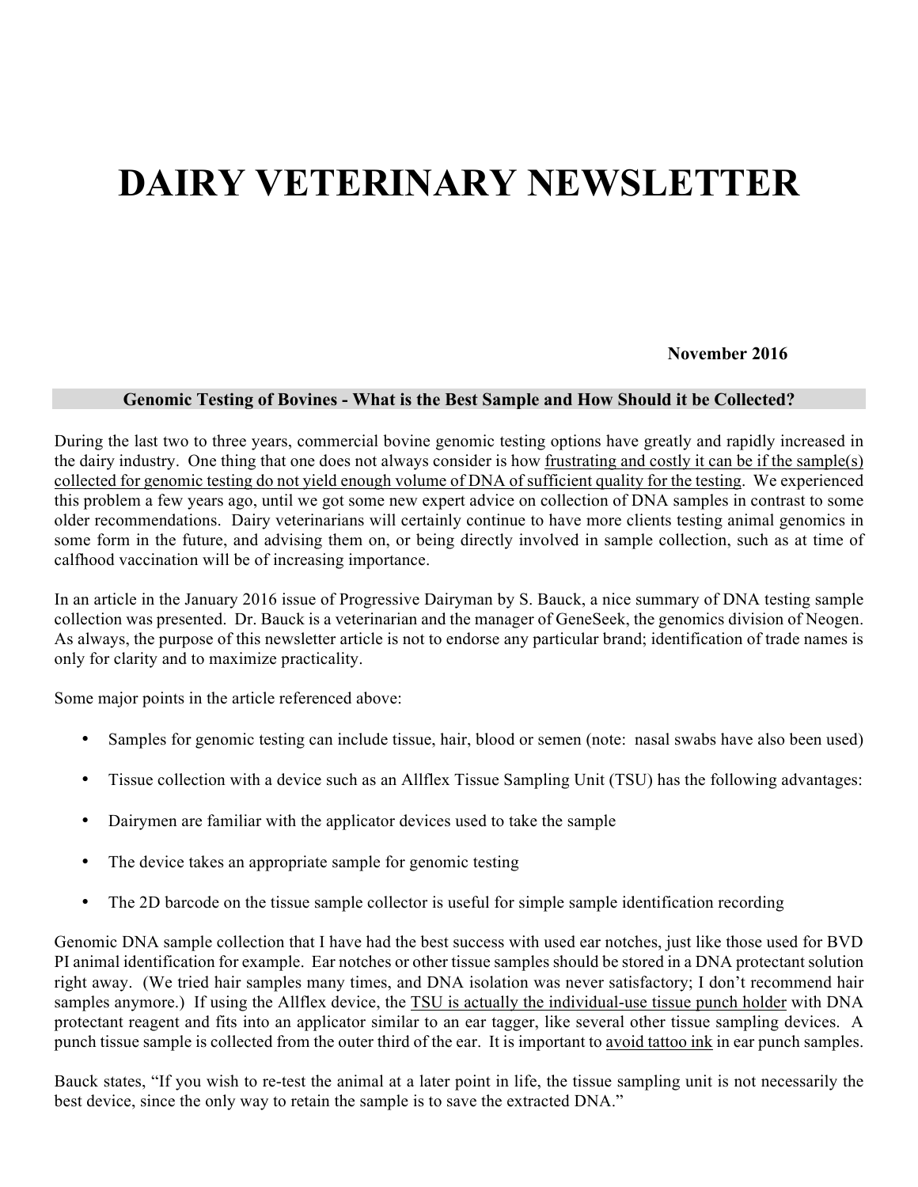# DAIRY VETERINARY NEWSLETTER

**November 2016**

## Genomic Testing of Bovines - What is the Best Sample and How Should it be Collected?

During the last two to three years, commercial bovine genomic testing options have greatly and rapidly increased in the dairy industry. One thing that one does not always consider is how frustrating and costly it can be if the sample(s) collected for genomic testing do not yield enough volume of DNA of sufficient quality for the testing. We experienced this problem a few years ago, until we got some new expert advice on collection of DNA samples in contrast to some older recommendations. Dairy veterinarians will certainly continue to have more clients testing animal genomics in some form in the future, and advising them on, or being directly involved in sample collection, such as at time of calfhood vaccination will be of increasing importance.

In an article in the January 2016 issue of Progressive Dairyman by S. Bauck, a nice summary of DNA testing sample collection was presented. Dr. Bauck is a veterinarian and the manager of GeneSeek, the genomics division of Neogen. As always, the purpose of this newsletter article is not to endorse any particular brand; identification of trade names is only for clarity and to maximize practicality.

Some major points in the article referenced above:

- Samples for genomic testing can include tissue, hair, blood or semen (note: nasal swabs have also been used)
- Tissue collection with a device such as an Allflex Tissue Sampling Unit (TSU) has the following advantages:
- Dairymen are familiar with the applicator devices used to take the sample
- The device takes an appropriate sample for genomic testing
- The 2D barcode on the tissue sample collector is useful for simple sample identification recording

Genomic DNA sample collection that I have had the best success with used ear notches, just like those used for BVD PI animal identification for example. Ear notches or other tissue samples should be stored in a DNA protectant solution right away. (We tried hair samples many times, and DNA isolation was never satisfactory; I don't recommend hair samples anymore.) If using the Allflex device, the TSU is actually the individual-use tissue punch holder with DNA protectant reagent and fits into an applicator similar to an ear tagger, like several other tissue sampling devices. A punch tissue sample is collected from the outer third of the ear. It is important to avoid tattoo ink in ear punch samples.

Bauck states, "If you wish to re-test the animal at a later point in life, the tissue sampling unit is not necessarily the best device, since the only way to retain the sample is to save the extracted DNA."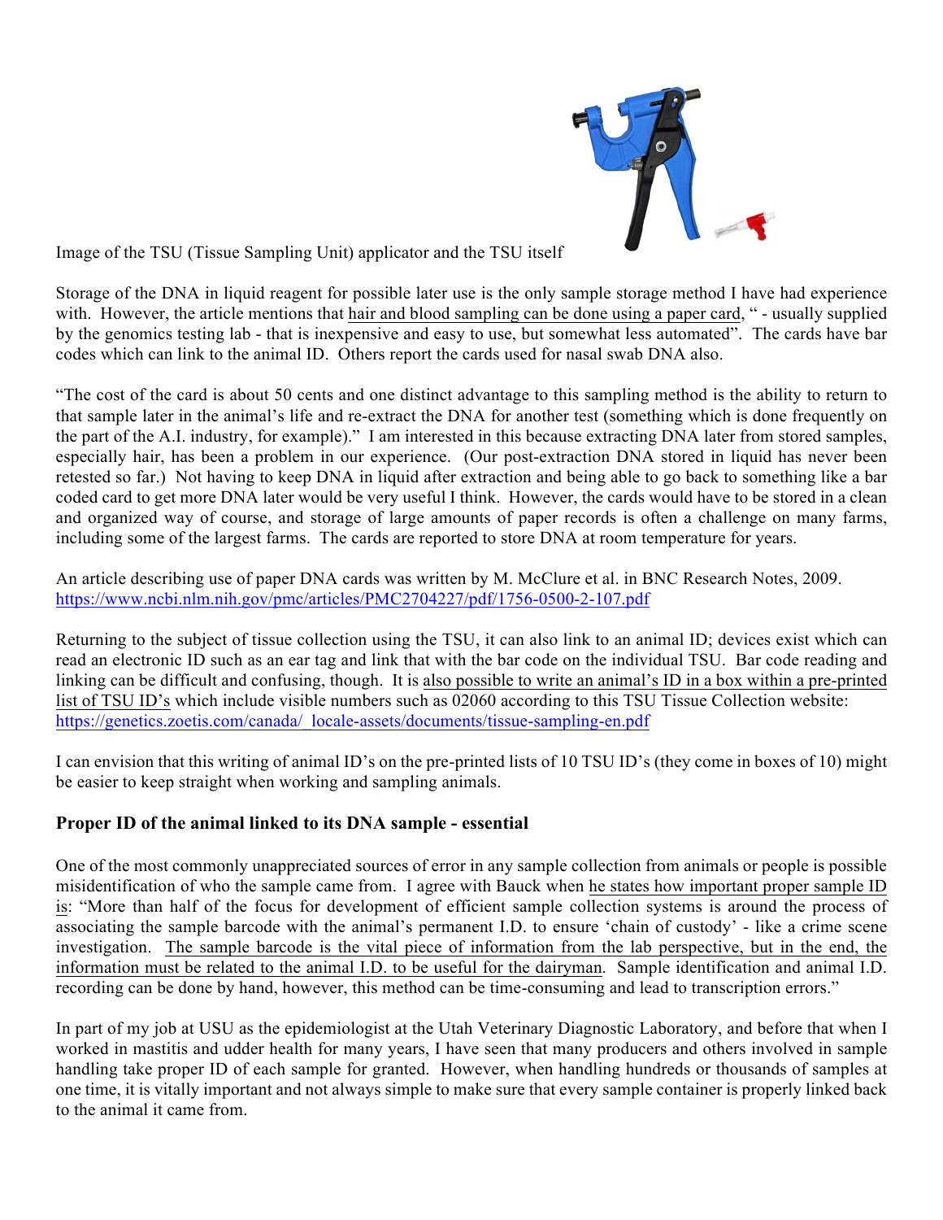Image of the TSU (Tissue Sampling Unit) applicator and the TSU itself

Storage of the DNA in liquid reagent for possible later use is the only sample storage method I have had experience with. However, the article mentions that hair and blood sampling can be done using a paper card, " - usually supplied by the genomics testing lab - that is inexpensive and easy to use, but somewhat less automated". The cards have bar codes which can link to the animal ID. Others report the cards used for nasal swab DNA also.

"The cost of the card is about 50 cents and one distinct advantage to this sampling method is the ability to return to that sample later in the animal's life and re-extract the DNA for another test (something which is done frequently on the part of the A.I. industry, for example)." I am interested in this because extracting DNA later from stored samples, especially hair, has been a problem in our experience. (Our post-extraction DNA stored in liquid has never been retested so far.) Not having to keep DNA in liquid after extraction and being able to go back to something like a bar coded card to get more DNA later would be very useful I think. However, the cards would have to be stored in a clean and organized way of course, and storage of large amounts of paper records is often a challenge on many farms, including some of the largest farms. The cards are reported to store DNA at room temperature for years.

An article describing use of paper DNA cards was written by M. McClure et al. in BNC Research Notes, 2009.
https://www.ncbi.nlm.nih.gov/pmc/articles/PMC2704227/pdf/1756-0500-2-107.pdf

Returning to the subject of tissue collection using the TSU, it can also link to an animal ID; devices exist which can read an electronic ID such as an ear tag and link that with the bar code on the individual TSU. Bar code reading and linking can be difficult and confusing, though. It is also possible to write an animal's ID in a box within a pre-printed list of TSU ID's which include visible numbers such as 02060 according to this TSU Tissue Collection website:
https://genetics.zoetis.com/canada/_locale-assets/documents/tissue-sampling-en.pdf

I can envision that this writing of animal ID's on the pre-printed lists of 10 TSU ID's (they come in boxes of 10) might be easier to keep straight when working and sampling animals.

## Proper ID of the animal linked to its DNA sample - essential

One of the most commonly unappreciated sources of error in any sample collection from animals or people is possible misidentification of who the sample came from. I agree with Bauck when he states how important proper sample ID is: "More than half of the focus for development of efficient sample collection systems is around the process of associating the sample barcode with the animal's permanent I.D. to ensure 'chain of custody' - like a crime scene investigation. The sample barcode is the vital piece of information from the lab perspective, but in the end, the information must be related to the animal I.D. to be useful for the dairyman. Sample identification and animal I.D. recording can be done by hand, however, this method can be time-consuming and lead to transcription errors."

In part of my job at USU as the epidemiologist at the Utah Veterinary Diagnostic Laboratory, and before that when I worked in mastitis and udder health for many years, I have seen that many producers and others involved in sample handling take proper ID of each sample for granted. However, when handling hundreds or thousands of samples at one time, it is vitally important and not always simple to make sure that every sample container is properly linked back to the animal it came from.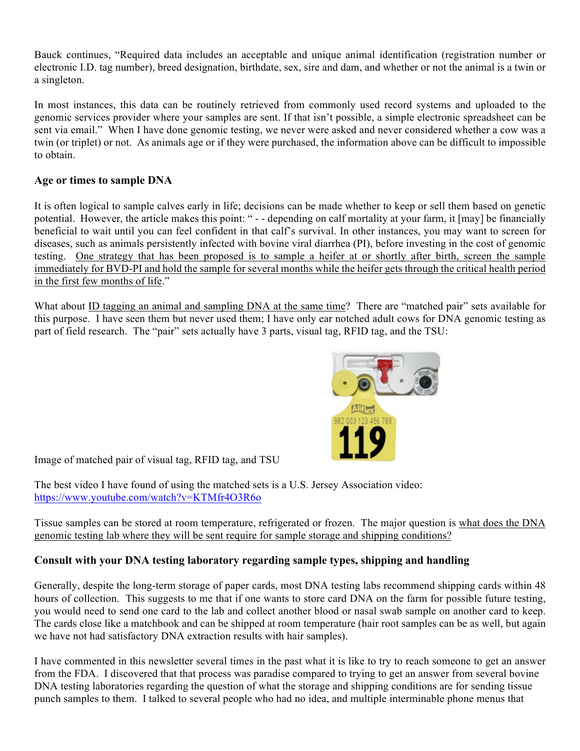Bauck continues, “Required data includes an acceptable and unique animal identification (registration number or electronic I.D. tag number), breed designation, birthdate, sex, sire and dam, and whether or not the animal is a twin or a singleton.

In most instances, this data can be routinely retrieved from commonly used record systems and uploaded to the genomic services provider where your samples are sent. If that isn’t possible, a simple electronic spreadsheet can be sent via email.” When I have done genomic testing, we never were asked and never considered whether a cow was a twin (or triplet) or not. As animals age or if they were purchased, the information above can be difficult to impossible to obtain.

### Age or times to sample DNA

It is often logical to sample calves early in life; decisions can be made whether to keep or sell them based on genetic potential. However, the article makes this point: “ - - depending on calf mortality at your farm, it [may] be financially beneficial to wait until you can feel confident in that calf’s survival. In other instances, you may want to screen for diseases, such as animals persistently infected with bovine viral diarrhea (PI), before investing in the cost of genomic testing. One strategy that has been proposed is to sample a heifer at or shortly after birth, screen the sample immediately for BVD-PI and hold the sample for several months while the heifer gets through the critical health period in the first few months of life.”

What about ID tagging an animal and sampling DNA at the same time? There are “matched pair” sets available for this purpose. I have seen them but never used them; I have only ear notched adult cows for DNA genomic testing as part of field research. The “pair” sets actually have 3 parts, visual tag, RFID tag, and the TSU:

Image of matched pair of visual tag, RFID tag, and TSU

The best video I have found of using the matched sets is a U.S. Jersey Association video: https://www.youtube.com/watch?v=KTMfr4O3R6o

Tissue samples can be stored at room temperature, refrigerated or frozen. The major question is what does the DNA genomic testing lab where they will be sent require for sample storage and shipping conditions?

### Consult with your DNA testing laboratory regarding sample types, shipping and handling

Generally, despite the long-term storage of paper cards, most DNA testing labs recommend shipping cards within 48 hours of collection. This suggests to me that if one wants to store card DNA on the farm for possible future testing, you would need to send one card to the lab and collect another blood or nasal swab sample on another card to keep. The cards close like a matchbook and can be shipped at room temperature (hair root samples can be as well, but again we have not had satisfactory DNA extraction results with hair samples).

I have commented in this newsletter several times in the past what it is like to try to reach someone to get an answer from the FDA. I discovered that that process was paradise compared to trying to get an answer from several bovine DNA testing laboratories regarding the question of what the storage and shipping conditions are for sending tissue punch samples to them. I talked to several people who had no idea, and multiple interminable phone menus that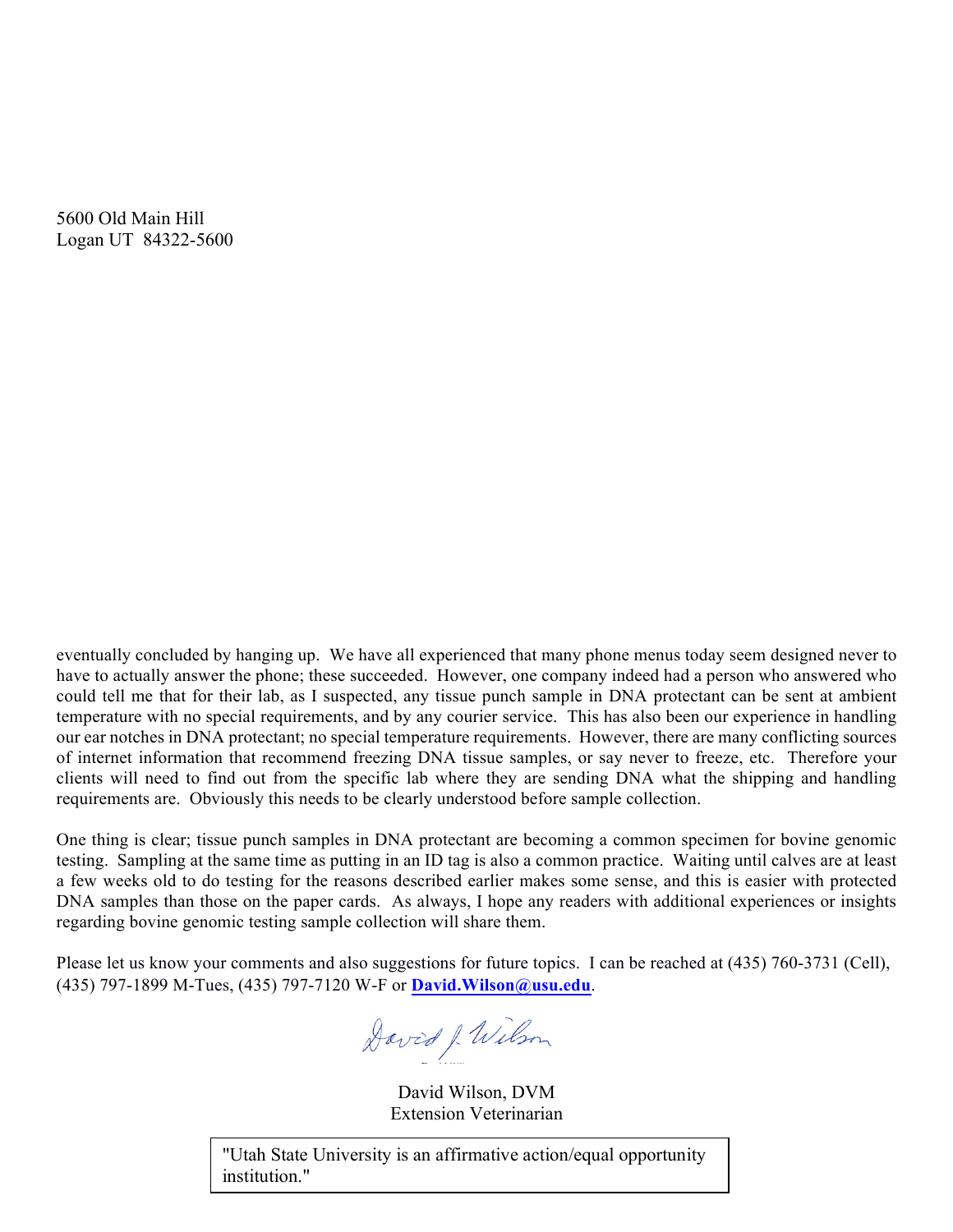5600 Old Main Hill
Logan UT 84322-5600

eventually concluded by hanging up. We have all experienced that many phone menus today seem designed never to have to actually answer the phone; these succeeded. However, one company indeed had a person who answered who could tell me that for their lab, as I suspected, any tissue punch sample in DNA protectant can be sent at ambient temperature with no special requirements, and by any courier service. This has also been our experience in handling our ear notches in DNA protectant; no special temperature requirements. However, there are many conflicting sources of internet information that recommend freezing DNA tissue samples, or say never to freeze, etc. Therefore your clients will need to find out from the specific lab where they are sending DNA what the shipping and handling requirements are. Obviously this needs to be clearly understood before sample collection.

One thing is clear; tissue punch samples in DNA protectant are becoming a common specimen for bovine genomic testing. Sampling at the same time as putting in an ID tag is also a common practice. Waiting until calves are at least a few weeks old to do testing for the reasons described earlier makes some sense, and this is easier with protected DNA samples than those on the paper cards. As always, I hope any readers with additional experiences or insights regarding bovine genomic testing sample collection will share them.

Please let us know your comments and also suggestions for future topics. I can be reached at (435) 760-3731 (Cell), (435) 797-1899 M-Tues, (435) 797-7120 W-F or **David.Wilson@usu.edu**.

David J. Wilson

David Wilson, DVM
Extension Veterinarian

"Utah State University is an affirmative action/equal opportunity institution."